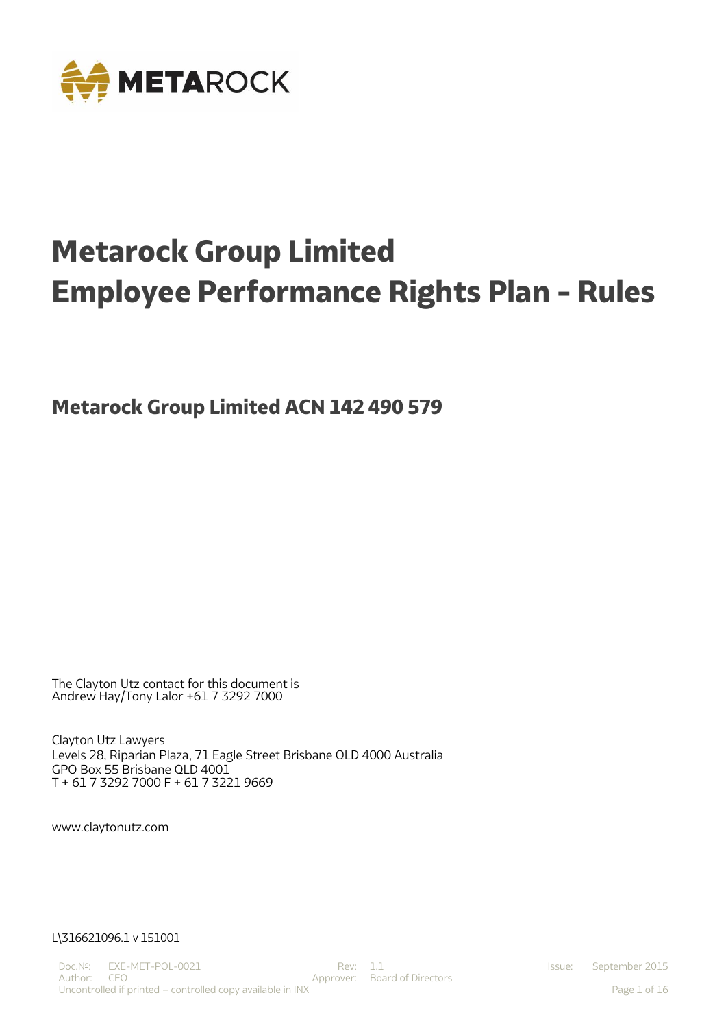# Metarock Group Limited
# Employee Performance Rights Plan - Rules

## Metarock Group Limited ACN 142 490 579

The Clayton Utz contact for this document is
Andrew Hay/Tony Lalor +61 7 3292 7000

Clayton Utz Lawyers
Levels 28, Riparian Plaza, 71 Eagle Street Brisbane QLD 4000 Australia
GPO Box 55 Brisbane QLD 4001
T + 61 7 3292 7000 F + 61 7 3221 9669

www.claytonutz.com

L\316621096.1 v 151001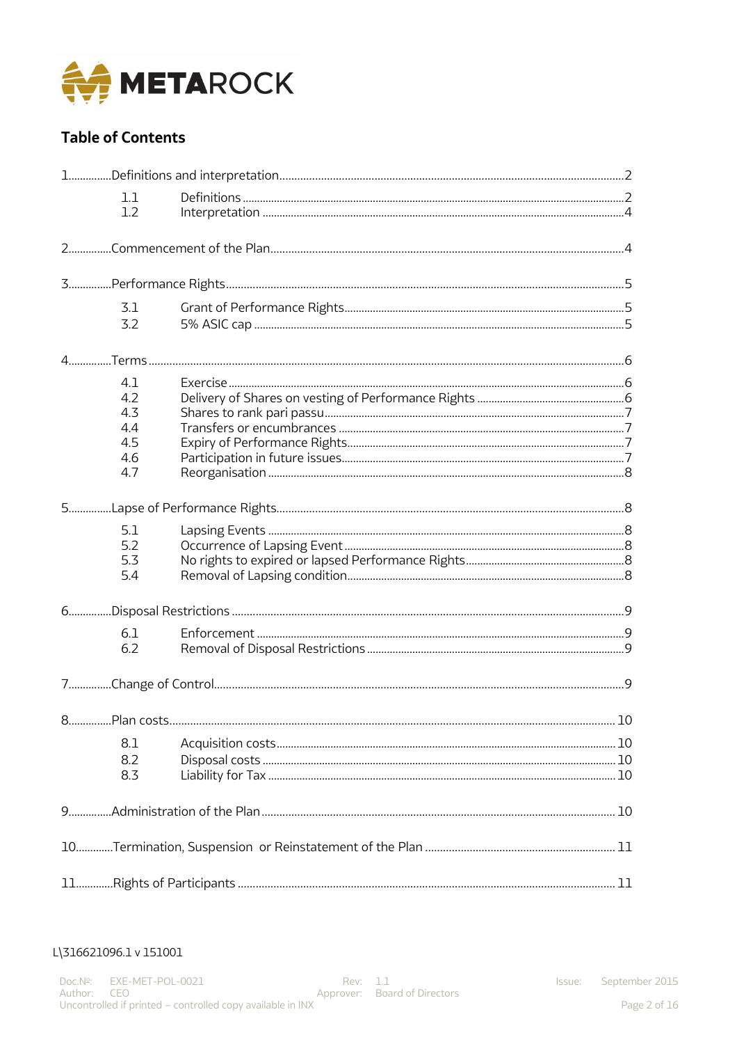## Table of Contents

1 Definitions and interpretation ..... 2
- 1.1 Definitions ..... 2
- 1.2 Interpretation ..... 4

2 Commencement of the Plan ..... 4

3 Performance Rights ..... 5
- 3.1 Grant of Performance Rights ..... 5
- 3.2 5% ASIC cap ..... 5

4 Terms ..... 6
- 4.1 Exercise ..... 6
- 4.2 Delivery of Shares on vesting of Performance Rights ..... 6
- 4.3 Shares to rank pari passu ..... 7
- 4.4 Transfers or encumbrances ..... 7
- 4.5 Expiry of Performance Rights ..... 7
- 4.6 Participation in future issues ..... 7
- 4.7 Reorganisation ..... 8

5 Lapse of Performance Rights ..... 8
- 5.1 Lapsing Events ..... 8
- 5.2 Occurrence of Lapsing Event ..... 8
- 5.3 No rights to expired or lapsed Performance Rights ..... 8
- 5.4 Removal of Lapsing condition ..... 8

6 Disposal Restrictions ..... 9
- 6.1 Enforcement ..... 9
- 6.2 Removal of Disposal Restrictions ..... 9

7 Change of Control ..... 9

8 Plan costs ..... 10
- 8.1 Acquisition costs ..... 10
- 8.2 Disposal costs ..... 10
- 8.3 Liability for Tax ..... 10

9 Administration of the Plan ..... 10

10 Termination, Suspension or Reinstatement of the Plan ..... 11

11 Rights of Participants ..... 11

L\316621096.1 v 151001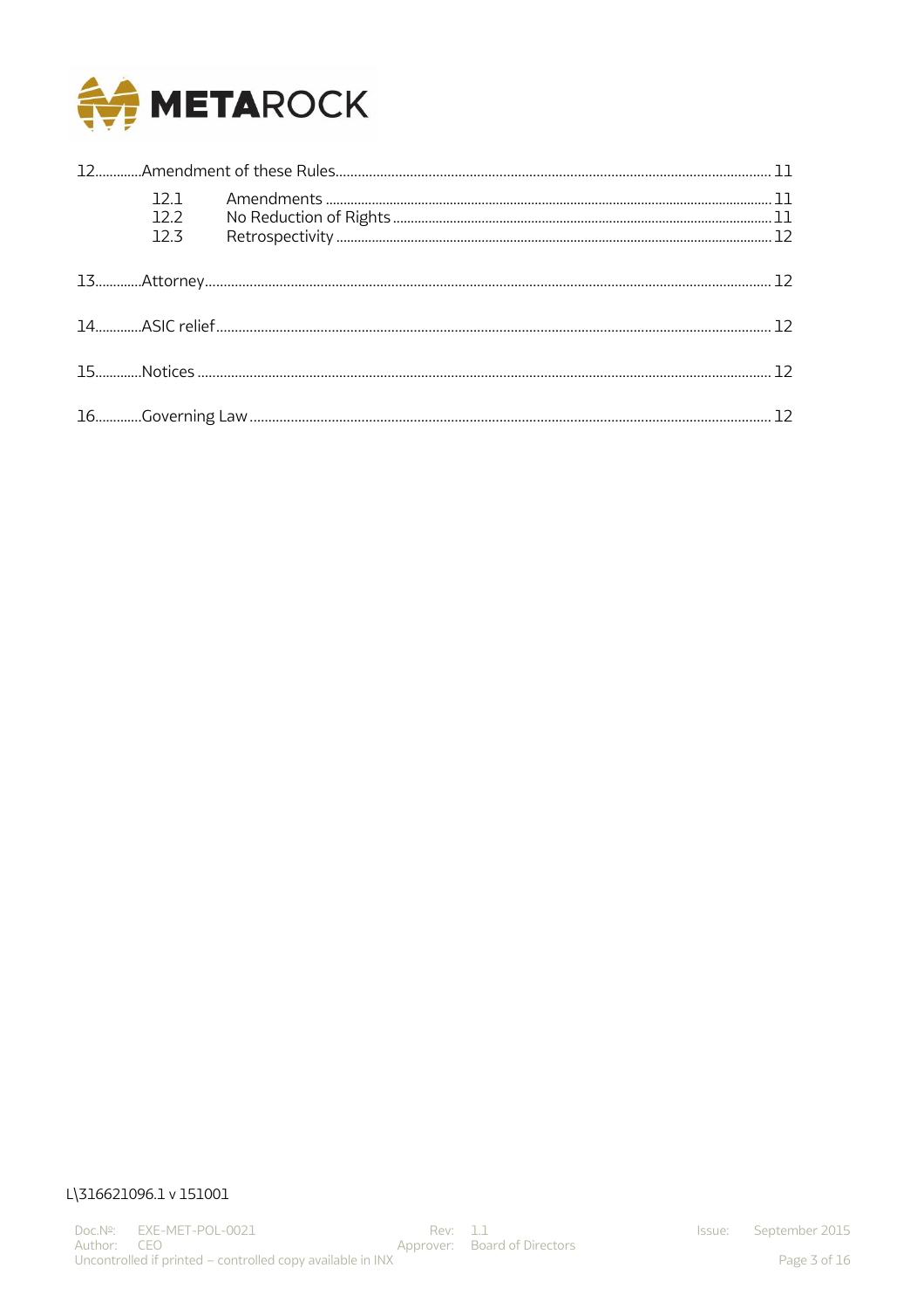12 Amendment of these Rules ........ 11

- 12.1 Amendments ........ 11
- 12.2 No Reduction of Rights ........ 11
- 12.3 Retrospectivity ........ 12

13 Attorney ........ 12

14 ASIC relief ........ 12

15 Notices ........ 12

16 Governing Law ........ 12

L\316621096.1 v 151001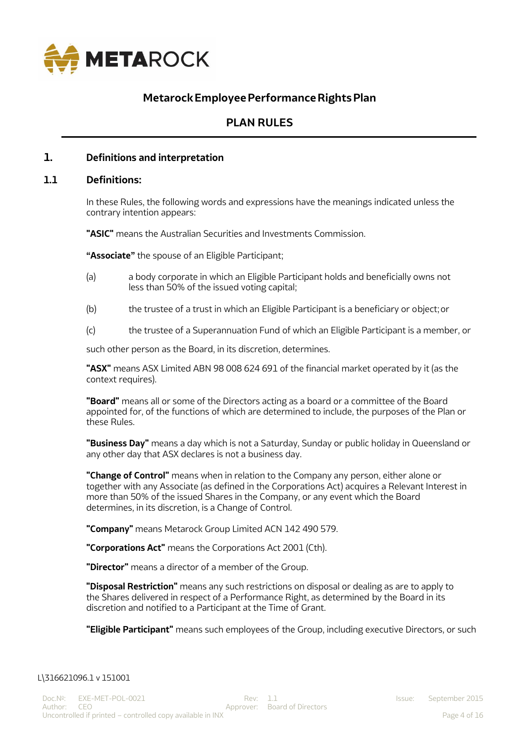# Metarock Employee Performance Rights Plan

## PLAN RULES

### 1. Definitions and interpretation

### 1.1 Definitions:

In these Rules, the following words and expressions have the meanings indicated unless the contrary intention appears:

**"ASIC"** means the Australian Securities and Investments Commission.

**"Associate"** the spouse of an Eligible Participant;

(a) a body corporate in which an Eligible Participant holds and beneficially owns not less than 50% of the issued voting capital;

(b) the trustee of a trust in which an Eligible Participant is a beneficiary or object; or

(c) the trustee of a Superannuation Fund of which an Eligible Participant is a member, or

such other person as the Board, in its discretion, determines.

**"ASX"** means ASX Limited ABN 98 008 624 691 of the financial market operated by it (as the context requires).

**"Board"** means all or some of the Directors acting as a board or a committee of the Board appointed for, of the functions of which are determined to include, the purposes of the Plan or these Rules.

**"Business Day"** means a day which is not a Saturday, Sunday or public holiday in Queensland or any other day that ASX declares is not a business day.

**"Change of Control"** means when in relation to the Company any person, either alone or together with any Associate (as defined in the Corporations Act) acquires a Relevant Interest in more than 50% of the issued Shares in the Company, or any event which the Board determines, in its discretion, is a Change of Control.

**"Company"** means Metarock Group Limited ACN 142 490 579.

**"Corporations Act"** means the Corporations Act 2001 (Cth).

**"Director"** means a director of a member of the Group.

**"Disposal Restriction"** means any such restrictions on disposal or dealing as are to apply to the Shares delivered in respect of a Performance Right, as determined by the Board in its discretion and notified to a Participant at the Time of Grant.

**"Eligible Participant"** means such employees of the Group, including executive Directors, or such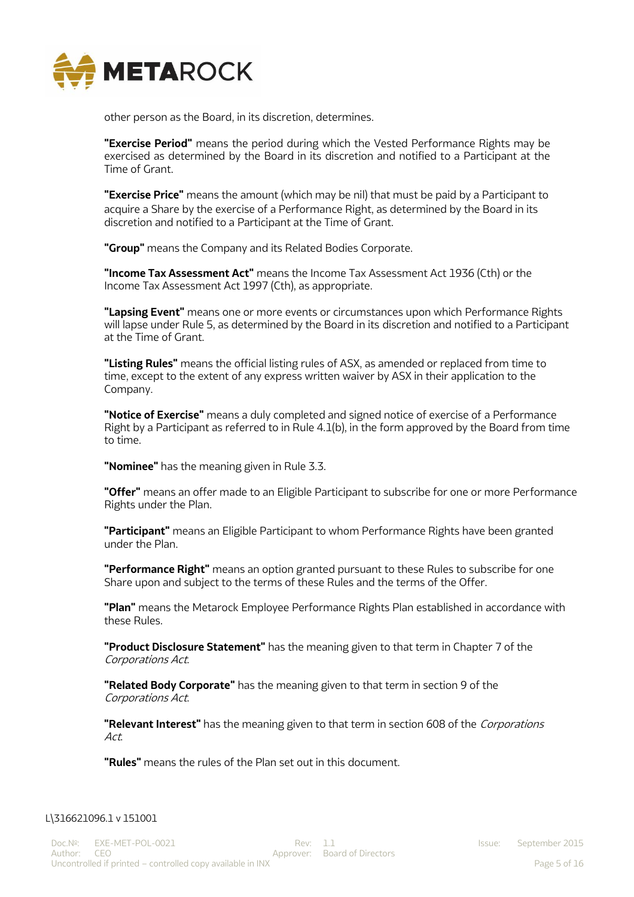other person as the Board, in its discretion, determines.

**"Exercise Period"** means the period during which the Vested Performance Rights may be exercised as determined by the Board in its discretion and notified to a Participant at the Time of Grant.

**"Exercise Price"** means the amount (which may be nil) that must be paid by a Participant to acquire a Share by the exercise of a Performance Right, as determined by the Board in its discretion and notified to a Participant at the Time of Grant.

**"Group"** means the Company and its Related Bodies Corporate.

**"Income Tax Assessment Act"** means the Income Tax Assessment Act 1936 (Cth) or the Income Tax Assessment Act 1997 (Cth), as appropriate.

**"Lapsing Event"** means one or more events or circumstances upon which Performance Rights will lapse under Rule 5, as determined by the Board in its discretion and notified to a Participant at the Time of Grant.

**"Listing Rules"** means the official listing rules of ASX, as amended or replaced from time to time, except to the extent of any express written waiver by ASX in their application to the Company.

**"Notice of Exercise"** means a duly completed and signed notice of exercise of a Performance Right by a Participant as referred to in Rule 4.1(b), in the form approved by the Board from time to time.

**"Nominee"** has the meaning given in Rule 3.3.

**"Offer"** means an offer made to an Eligible Participant to subscribe for one or more Performance Rights under the Plan.

**"Participant"** means an Eligible Participant to whom Performance Rights have been granted under the Plan.

**"Performance Right"** means an option granted pursuant to these Rules to subscribe for one Share upon and subject to the terms of these Rules and the terms of the Offer.

**"Plan"** means the Metarock Employee Performance Rights Plan established in accordance with these Rules.

**"Product Disclosure Statement"** has the meaning given to that term in Chapter 7 of the *Corporations Act*.

**"Related Body Corporate"** has the meaning given to that term in section 9 of the *Corporations Act*.

**"Relevant Interest"** has the meaning given to that term in section 608 of the *Corporations Act*.

**"Rules"** means the rules of the Plan set out in this document.

L\316621096.1 v 151001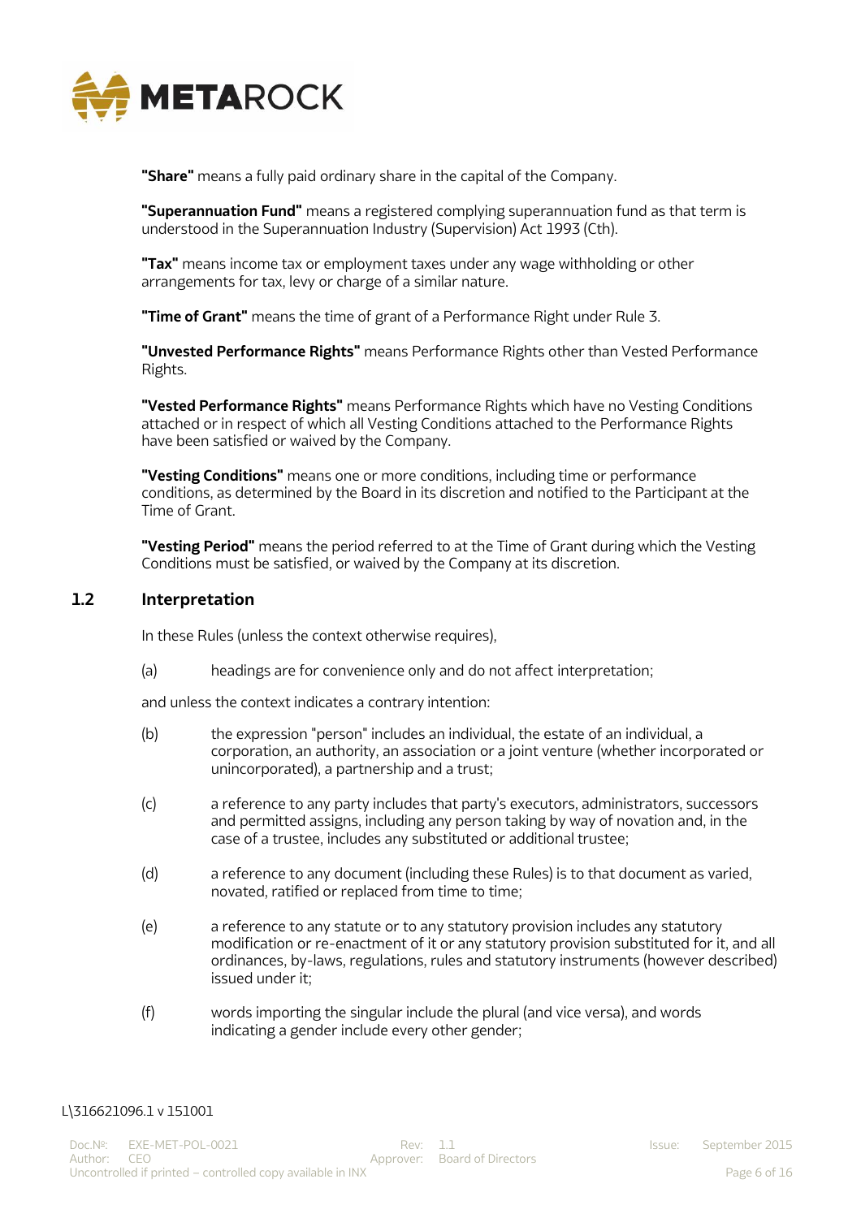**"Share"** means a fully paid ordinary share in the capital of the Company.

**"Superannuation Fund"** means a registered complying superannuation fund as that term is understood in the Superannuation Industry (Supervision) Act 1993 (Cth).

**"Tax"** means income tax or employment taxes under any wage withholding or other arrangements for tax, levy or charge of a similar nature.

**"Time of Grant"** means the time of grant of a Performance Right under Rule 3.

**"Unvested Performance Rights"** means Performance Rights other than Vested Performance Rights.

**"Vested Performance Rights"** means Performance Rights which have no Vesting Conditions attached or in respect of which all Vesting Conditions attached to the Performance Rights have been satisfied or waived by the Company.

**"Vesting Conditions"** means one or more conditions, including time or performance conditions, as determined by the Board in its discretion and notified to the Participant at the Time of Grant.

**"Vesting Period"** means the period referred to at the Time of Grant during which the Vesting Conditions must be satisfied, or waived by the Company at its discretion.

## 1.2 Interpretation

In these Rules (unless the context otherwise requires),

(a) headings are for convenience only and do not affect interpretation;

and unless the context indicates a contrary intention:

(b) the expression "person" includes an individual, the estate of an individual, a corporation, an authority, an association or a joint venture (whether incorporated or unincorporated), a partnership and a trust;

(c) a reference to any party includes that party's executors, administrators, successors and permitted assigns, including any person taking by way of novation and, in the case of a trustee, includes any substituted or additional trustee;

(d) a reference to any document (including these Rules) is to that document as varied, novated, ratified or replaced from time to time;

(e) a reference to any statute or to any statutory provision includes any statutory modification or re-enactment of it or any statutory provision substituted for it, and all ordinances, by-laws, regulations, rules and statutory instruments (however described) issued under it;

(f) words importing the singular include the plural (and vice versa), and words indicating a gender include every other gender;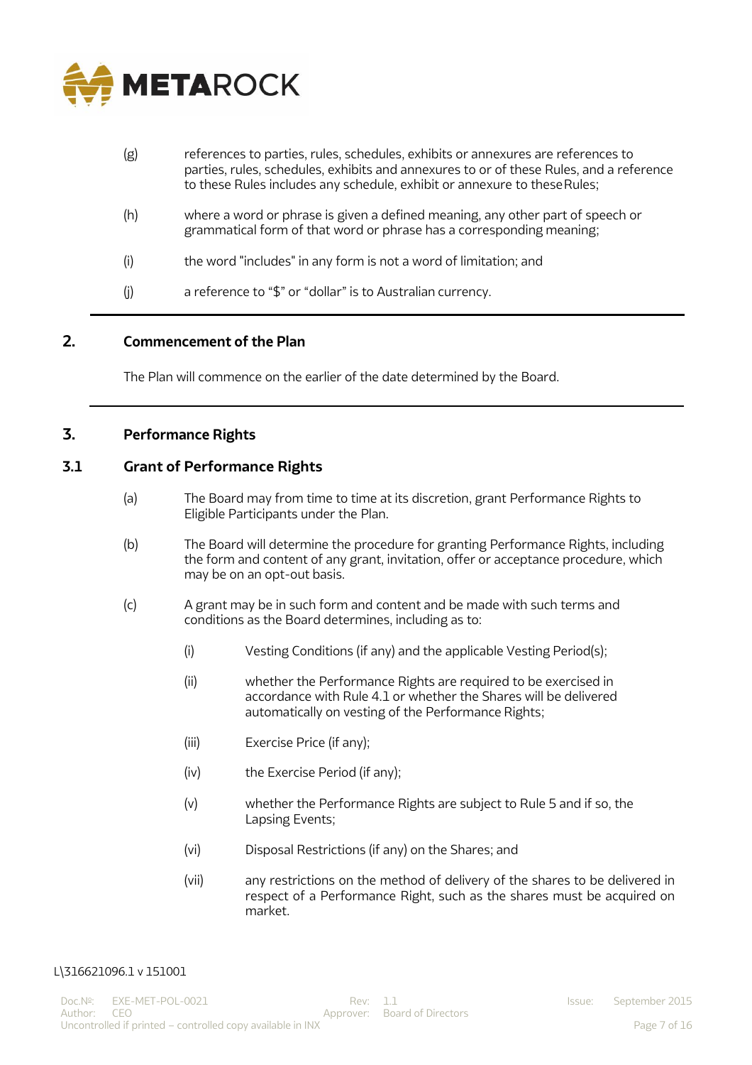(g) references to parties, rules, schedules, exhibits or annexures are references to parties, rules, schedules, exhibits and annexures to or of these Rules, and a reference to these Rules includes any schedule, exhibit or annexure to these Rules;

(h) where a word or phrase is given a defined meaning, any other part of speech or grammatical form of that word or phrase has a corresponding meaning;

(i) the word "includes" in any form is not a word of limitation; and

(j) a reference to "$" or "dollar" is to Australian currency.

## 2. Commencement of the Plan

The Plan will commence on the earlier of the date determined by the Board.

## 3. Performance Rights

### 3.1 Grant of Performance Rights

(a) The Board may from time to time at its discretion, grant Performance Rights to Eligible Participants under the Plan.

(b) The Board will determine the procedure for granting Performance Rights, including the form and content of any grant, invitation, offer or acceptance procedure, which may be on an opt-out basis.

(c) A grant may be in such form and content and be made with such terms and conditions as the Board determines, including as to:

(i) Vesting Conditions (if any) and the applicable Vesting Period(s);

(ii) whether the Performance Rights are required to be exercised in accordance with Rule 4.1 or whether the Shares will be delivered automatically on vesting of the Performance Rights;

(iii) Exercise Price (if any);

(iv) the Exercise Period (if any);

(v) whether the Performance Rights are subject to Rule 5 and if so, the Lapsing Events;

(vi) Disposal Restrictions (if any) on the Shares; and

(vii) any restrictions on the method of delivery of the shares to be delivered in respect of a Performance Right, such as the shares must be acquired on market.

L\316621096.1 v 151001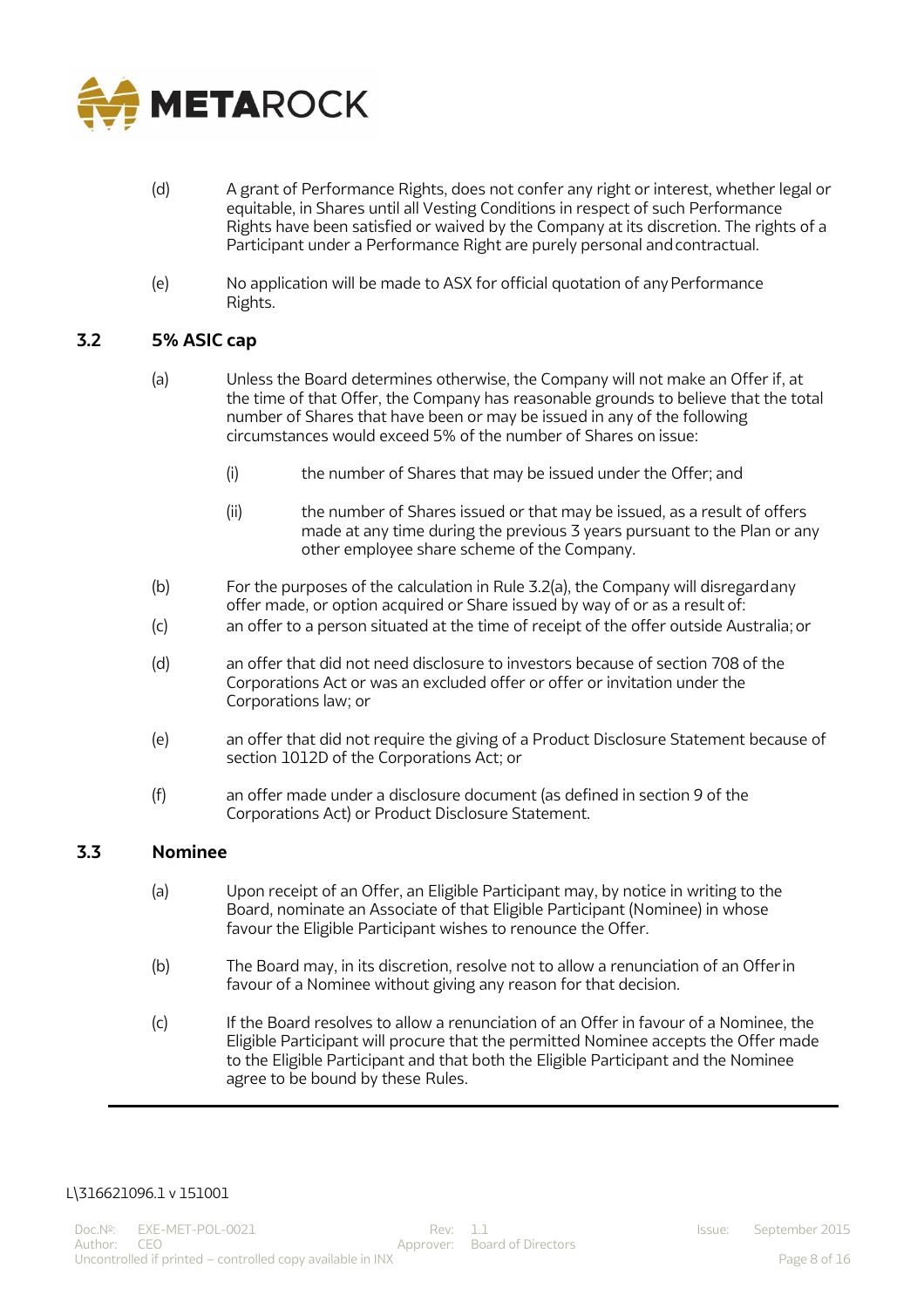(d) A grant of Performance Rights, does not confer any right or interest, whether legal or equitable, in Shares until all Vesting Conditions in respect of such Performance Rights have been satisfied or waived by the Company at its discretion. The rights of a Participant under a Performance Right are purely personal and contractual.

(e) No application will be made to ASX for official quotation of any Performance Rights.

## 3.2 5% ASIC cap

(a) Unless the Board determines otherwise, the Company will not make an Offer if, at the time of that Offer, the Company has reasonable grounds to believe that the total number of Shares that have been or may be issued in any of the following circumstances would exceed 5% of the number of Shares on issue:

(i) the number of Shares that may be issued under the Offer; and

(ii) the number of Shares issued or that may be issued, as a result of offers made at any time during the previous 3 years pursuant to the Plan or any other employee share scheme of the Company.

(b) For the purposes of the calculation in Rule 3.2(a), the Company will disregard any offer made, or option acquired or Share issued by way of or as a result of:

(c) an offer to a person situated at the time of receipt of the offer outside Australia; or

(d) an offer that did not need disclosure to investors because of section 708 of the Corporations Act or was an excluded offer or offer or invitation under the Corporations law; or

(e) an offer that did not require the giving of a Product Disclosure Statement because of section 1012D of the Corporations Act; or

(f) an offer made under a disclosure document (as defined in section 9 of the Corporations Act) or Product Disclosure Statement.

## 3.3 Nominee

(a) Upon receipt of an Offer, an Eligible Participant may, by notice in writing to the Board, nominate an Associate of that Eligible Participant (Nominee) in whose favour the Eligible Participant wishes to renounce the Offer.

(b) The Board may, in its discretion, resolve not to allow a renunciation of an Offer in favour of a Nominee without giving any reason for that decision.

(c) If the Board resolves to allow a renunciation of an Offer in favour of a Nominee, the Eligible Participant will procure that the permitted Nominee accepts the Offer made to the Eligible Participant and that both the Eligible Participant and the Nominee agree to be bound by these Rules.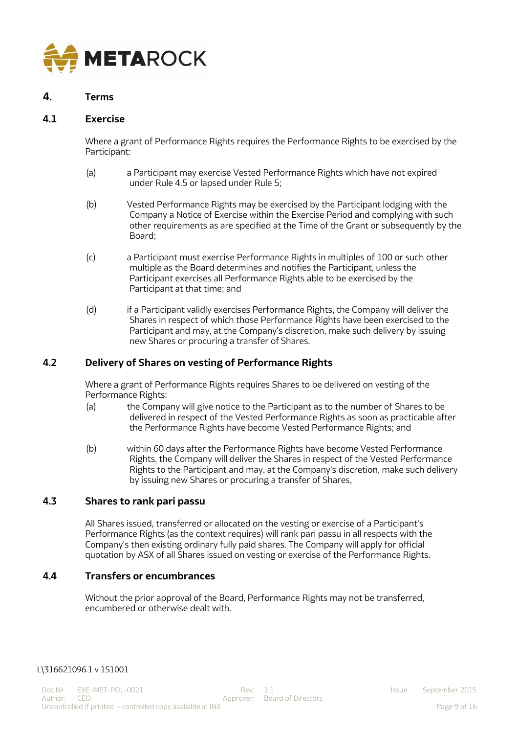## 4. Terms

### 4.1 Exercise

Where a grant of Performance Rights requires the Performance Rights to be exercised by the Participant:

(a) a Participant may exercise Vested Performance Rights which have not expired under Rule 4.5 or lapsed under Rule 5;

(b) Vested Performance Rights may be exercised by the Participant lodging with the Company a Notice of Exercise within the Exercise Period and complying with such other requirements as are specified at the Time of the Grant or subsequently by the Board;

(c) a Participant must exercise Performance Rights in multiples of 100 or such other multiple as the Board determines and notifies the Participant, unless the Participant exercises all Performance Rights able to be exercised by the Participant at that time; and

(d) if a Participant validly exercises Performance Rights, the Company will deliver the Shares in respect of which those Performance Rights have been exercised to the Participant and may, at the Company's discretion, make such delivery by issuing new Shares or procuring a transfer of Shares.

### 4.2 Delivery of Shares on vesting of Performance Rights

Where a grant of Performance Rights requires Shares to be delivered on vesting of the Performance Rights:

(a) the Company will give notice to the Participant as to the number of Shares to be delivered in respect of the Vested Performance Rights as soon as practicable after the Performance Rights have become Vested Performance Rights; and

(b) within 60 days after the Performance Rights have become Vested Performance Rights, the Company will deliver the Shares in respect of the Vested Performance Rights to the Participant and may, at the Company's discretion, make such delivery by issuing new Shares or procuring a transfer of Shares,

### 4.3 Shares to rank pari passu

All Shares issued, transferred or allocated on the vesting or exercise of a Participant's Performance Rights (as the context requires) will rank pari passu in all respects with the Company's then existing ordinary fully paid shares. The Company will apply for official quotation by ASX of all Shares issued on vesting or exercise of the Performance Rights.

### 4.4 Transfers or encumbrances

Without the prior approval of the Board, Performance Rights may not be transferred, encumbered or otherwise dealt with.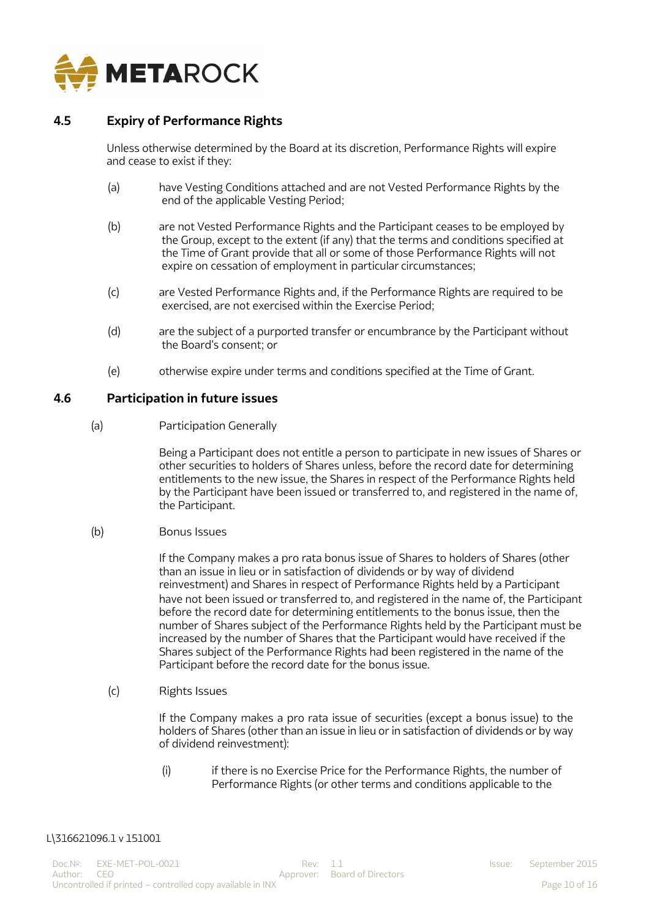### 4.5 Expiry of Performance Rights

Unless otherwise determined by the Board at its discretion, Performance Rights will expire and cease to exist if they:

(a) have Vesting Conditions attached and are not Vested Performance Rights by the end of the applicable Vesting Period;

(b) are not Vested Performance Rights and the Participant ceases to be employed by the Group, except to the extent (if any) that the terms and conditions specified at the Time of Grant provide that all or some of those Performance Rights will not expire on cessation of employment in particular circumstances;

(c) are Vested Performance Rights and, if the Performance Rights are required to be exercised, are not exercised within the Exercise Period;

(d) are the subject of a purported transfer or encumbrance by the Participant without the Board's consent; or

(e) otherwise expire under terms and conditions specified at the Time of Grant.

### 4.6 Participation in future issues

(a) Participation Generally

Being a Participant does not entitle a person to participate in new issues of Shares or other securities to holders of Shares unless, before the record date for determining entitlements to the new issue, the Shares in respect of the Performance Rights held by the Participant have been issued or transferred to, and registered in the name of, the Participant.

(b) Bonus Issues

If the Company makes a pro rata bonus issue of Shares to holders of Shares (other than an issue in lieu or in satisfaction of dividends or by way of dividend reinvestment) and Shares in respect of Performance Rights held by a Participant have not been issued or transferred to, and registered in the name of, the Participant before the record date for determining entitlements to the bonus issue, then the number of Shares subject of the Performance Rights held by the Participant must be increased by the number of Shares that the Participant would have received if the Shares subject of the Performance Rights had been registered in the name of the Participant before the record date for the bonus issue.

(c) Rights Issues

If the Company makes a pro rata issue of securities (except a bonus issue) to the holders of Shares (other than an issue in lieu or in satisfaction of dividends or by way of dividend reinvestment):

(i) if there is no Exercise Price for the Performance Rights, the number of Performance Rights (or other terms and conditions applicable to the

L\316621096.1 v 151001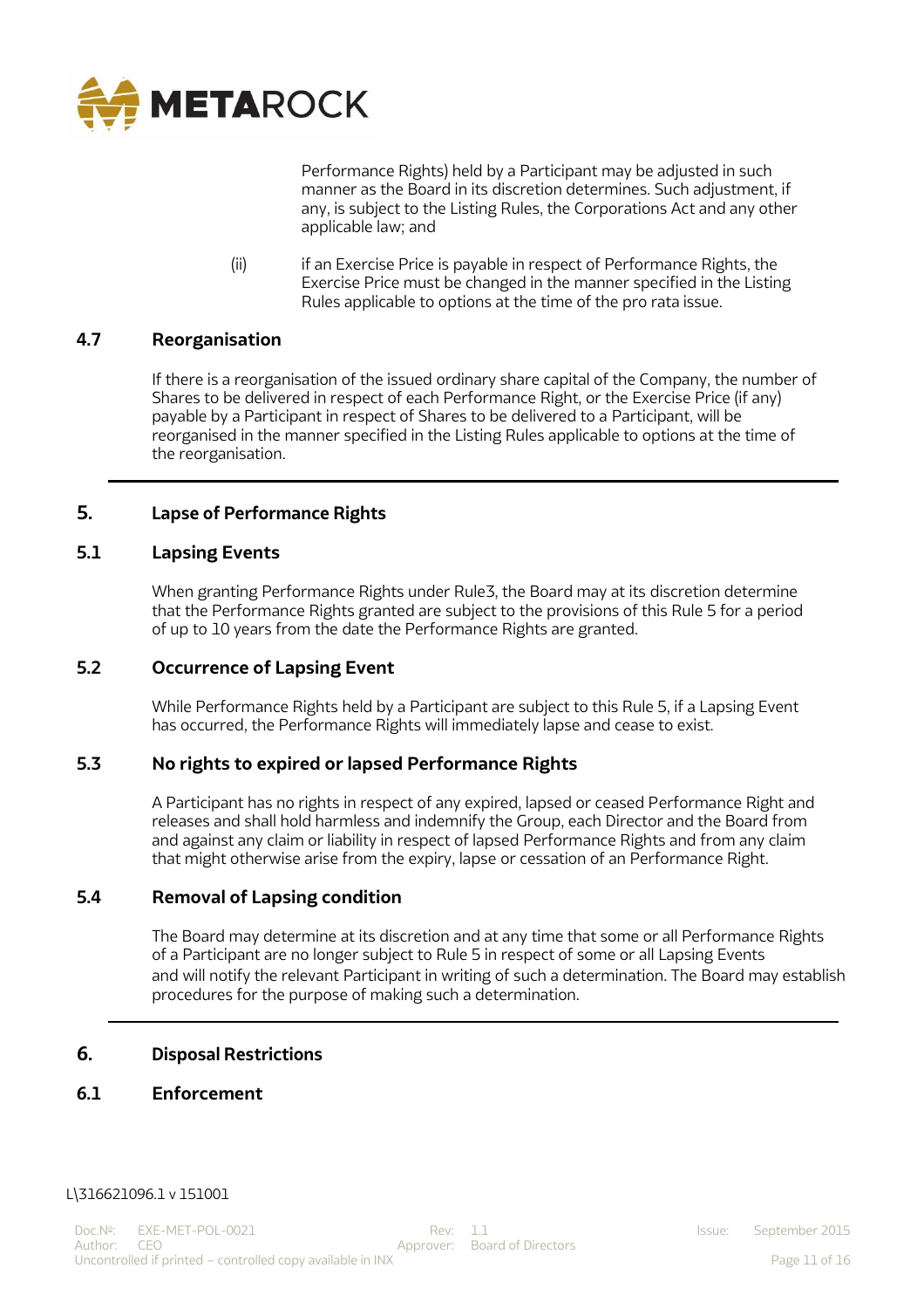Performance Rights) held by a Participant may be adjusted in such manner as the Board in its discretion determines. Such adjustment, if any, is subject to the Listing Rules, the Corporations Act and any other applicable law; and

(ii) if an Exercise Price is payable in respect of Performance Rights, the Exercise Price must be changed in the manner specified in the Listing Rules applicable to options at the time of the pro rata issue.

### 4.7 Reorganisation

If there is a reorganisation of the issued ordinary share capital of the Company, the number of Shares to be delivered in respect of each Performance Right, or the Exercise Price (if any) payable by a Participant in respect of Shares to be delivered to a Participant, will be reorganised in the manner specified in the Listing Rules applicable to options at the time of the reorganisation.

---

## 5. Lapse of Performance Rights

### 5.1 Lapsing Events

When granting Performance Rights under Rule3, the Board may at its discretion determine that the Performance Rights granted are subject to the provisions of this Rule 5 for a period of up to 10 years from the date the Performance Rights are granted.

### 5.2 Occurrence of Lapsing Event

While Performance Rights held by a Participant are subject to this Rule 5, if a Lapsing Event has occurred, the Performance Rights will immediately lapse and cease to exist.

### 5.3 No rights to expired or lapsed Performance Rights

A Participant has no rights in respect of any expired, lapsed or ceased Performance Right and releases and shall hold harmless and indemnify the Group, each Director and the Board from and against any claim or liability in respect of lapsed Performance Rights and from any claim that might otherwise arise from the expiry, lapse or cessation of an Performance Right.

### 5.4 Removal of Lapsing condition

The Board may determine at its discretion and at any time that some or all Performance Rights of a Participant are no longer subject to Rule 5 in respect of some or all Lapsing Events and will notify the relevant Participant in writing of such a determination. The Board may establish procedures for the purpose of making such a determination.

---

## 6. Disposal Restrictions

### 6.1 Enforcement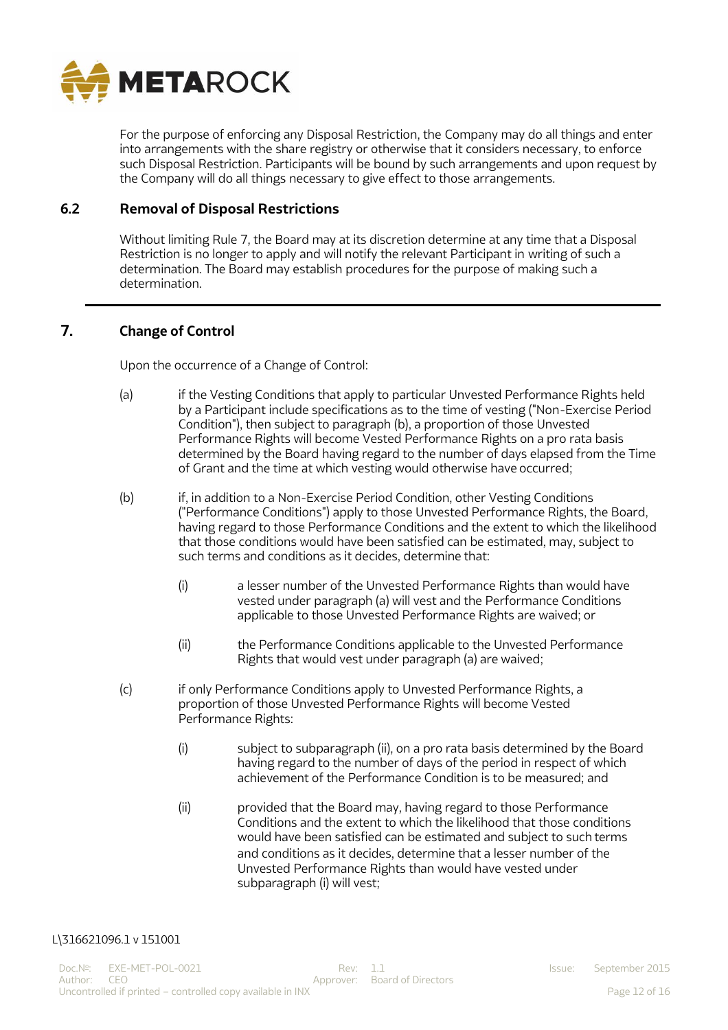For the purpose of enforcing any Disposal Restriction, the Company may do all things and enter into arrangements with the share registry or otherwise that it considers necessary, to enforce such Disposal Restriction. Participants will be bound by such arrangements and upon request by the Company will do all things necessary to give effect to those arrangements.

### 6.2 Removal of Disposal Restrictions

Without limiting Rule 7, the Board may at its discretion determine at any time that a Disposal Restriction is no longer to apply and will notify the relevant Participant in writing of such a determination. The Board may establish procedures for the purpose of making such a determination.

---

## 7. Change of Control

Upon the occurrence of a Change of Control:

(a) if the Vesting Conditions that apply to particular Unvested Performance Rights held by a Participant include specifications as to the time of vesting ("Non-Exercise Period Condition"), then subject to paragraph (b), a proportion of those Unvested Performance Rights will become Vested Performance Rights on a pro rata basis determined by the Board having regard to the number of days elapsed from the Time of Grant and the time at which vesting would otherwise have occurred;

(b) if, in addition to a Non-Exercise Period Condition, other Vesting Conditions ("Performance Conditions") apply to those Unvested Performance Rights, the Board, having regard to those Performance Conditions and the extent to which the likelihood that those conditions would have been satisfied can be estimated, may, subject to such terms and conditions as it decides, determine that:

   (i) a lesser number of the Unvested Performance Rights than would have vested under paragraph (a) will vest and the Performance Conditions applicable to those Unvested Performance Rights are waived; or

   (ii) the Performance Conditions applicable to the Unvested Performance Rights that would vest under paragraph (a) are waived;

(c) if only Performance Conditions apply to Unvested Performance Rights, a proportion of those Unvested Performance Rights will become Vested Performance Rights:

   (i) subject to subparagraph (ii), on a pro rata basis determined by the Board having regard to the number of days of the period in respect of which achievement of the Performance Condition is to be measured; and

   (ii) provided that the Board may, having regard to those Performance Conditions and the extent to which the likelihood that those conditions would have been satisfied can be estimated and subject to such terms and conditions as it decides, determine that a lesser number of the Unvested Performance Rights than would have vested under subparagraph (i) will vest;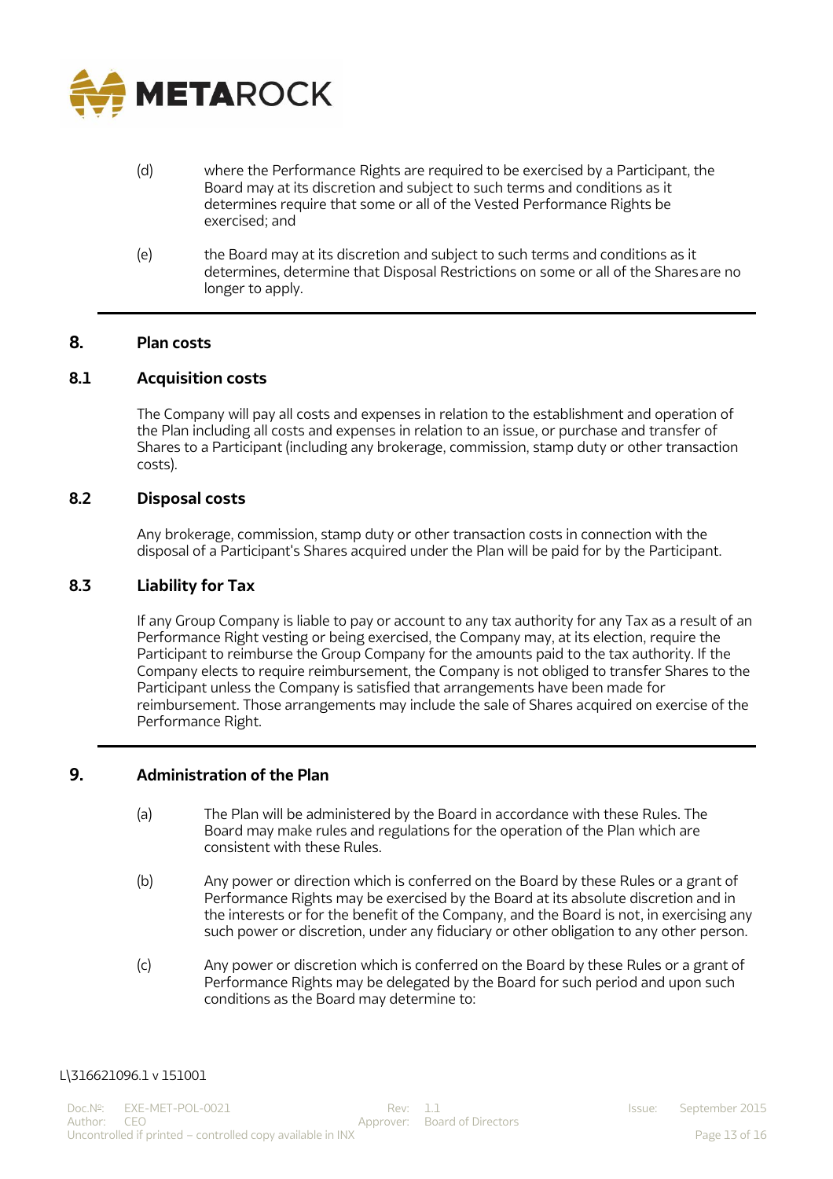(d) where the Performance Rights are required to be exercised by a Participant, the Board may at its discretion and subject to such terms and conditions as it determines require that some or all of the Vested Performance Rights be exercised; and

(e) the Board may at its discretion and subject to such terms and conditions as it determines, determine that Disposal Restrictions on some or all of the Shares are no longer to apply.

## 8. Plan costs

### 8.1 Acquisition costs

The Company will pay all costs and expenses in relation to the establishment and operation of the Plan including all costs and expenses in relation to an issue, or purchase and transfer of Shares to a Participant (including any brokerage, commission, stamp duty or other transaction costs).

### 8.2 Disposal costs

Any brokerage, commission, stamp duty or other transaction costs in connection with the disposal of a Participant's Shares acquired under the Plan will be paid for by the Participant.

### 8.3 Liability for Tax

If any Group Company is liable to pay or account to any tax authority for any Tax as a result of an Performance Right vesting or being exercised, the Company may, at its election, require the Participant to reimburse the Group Company for the amounts paid to the tax authority. If the Company elects to require reimbursement, the Company is not obliged to transfer Shares to the Participant unless the Company is satisfied that arrangements have been made for reimbursement. Those arrangements may include the sale of Shares acquired on exercise of the Performance Right.

## 9. Administration of the Plan

(a) The Plan will be administered by the Board in accordance with these Rules. The Board may make rules and regulations for the operation of the Plan which are consistent with these Rules.

(b) Any power or direction which is conferred on the Board by these Rules or a grant of Performance Rights may be exercised by the Board at its absolute discretion and in the interests or for the benefit of the Company, and the Board is not, in exercising any such power or discretion, under any fiduciary or other obligation to any other person.

(c) Any power or discretion which is conferred on the Board by these Rules or a grant of Performance Rights may be delegated by the Board for such period and upon such conditions as the Board may determine to:

L\316621096.1 v 151001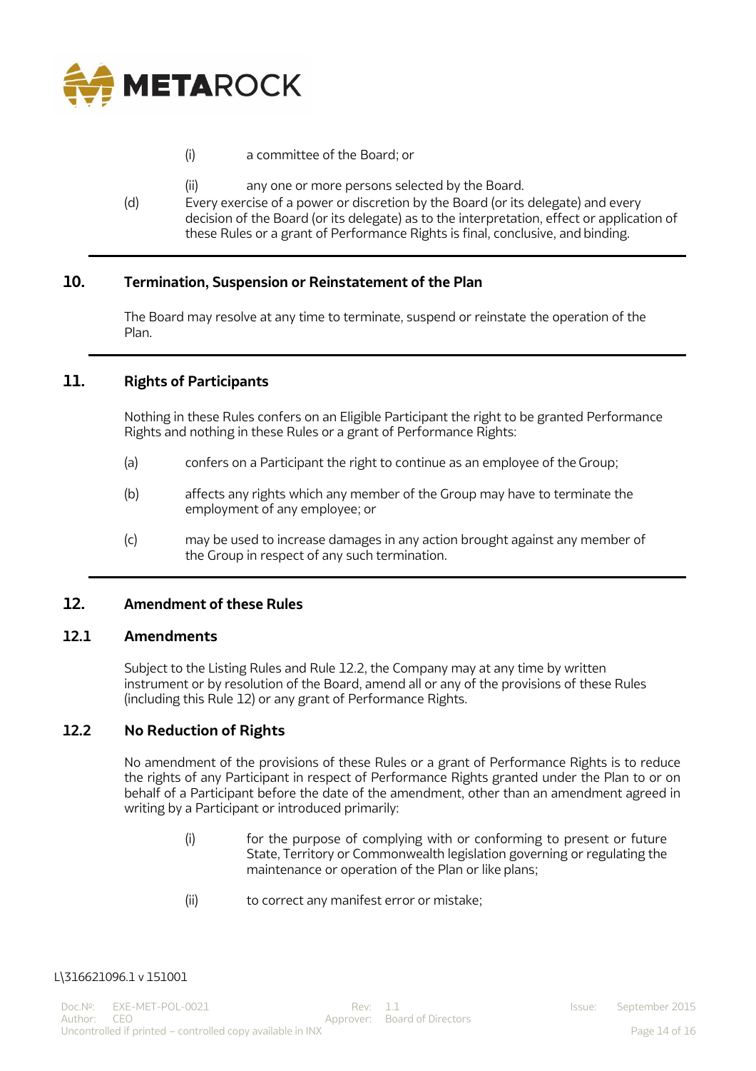(i) a committee of the Board; or

(ii) any one or more persons selected by the Board.

(d) Every exercise of a power or discretion by the Board (or its delegate) and every decision of the Board (or its delegate) as to the interpretation, effect or application of these Rules or a grant of Performance Rights is final, conclusive, and binding.

## 10. Termination, Suspension or Reinstatement of the Plan

The Board may resolve at any time to terminate, suspend or reinstate the operation of the Plan.

## 11. Rights of Participants

Nothing in these Rules confers on an Eligible Participant the right to be granted Performance Rights and nothing in these Rules or a grant of Performance Rights:

(a) confers on a Participant the right to continue as an employee of the Group;

(b) affects any rights which any member of the Group may have to terminate the employment of any employee; or

(c) may be used to increase damages in any action brought against any member of the Group in respect of any such termination.

## 12. Amendment of these Rules

### 12.1 Amendments

Subject to the Listing Rules and Rule 12.2, the Company may at any time by written instrument or by resolution of the Board, amend all or any of the provisions of these Rules (including this Rule 12) or any grant of Performance Rights.

### 12.2 No Reduction of Rights

No amendment of the provisions of these Rules or a grant of Performance Rights is to reduce the rights of any Participant in respect of Performance Rights granted under the Plan to or on behalf of a Participant before the date of the amendment, other than an amendment agreed in writing by a Participant or introduced primarily:

(i) for the purpose of complying with or conforming to present or future State, Territory or Commonwealth legislation governing or regulating the maintenance or operation of the Plan or like plans;

(ii) to correct any manifest error or mistake;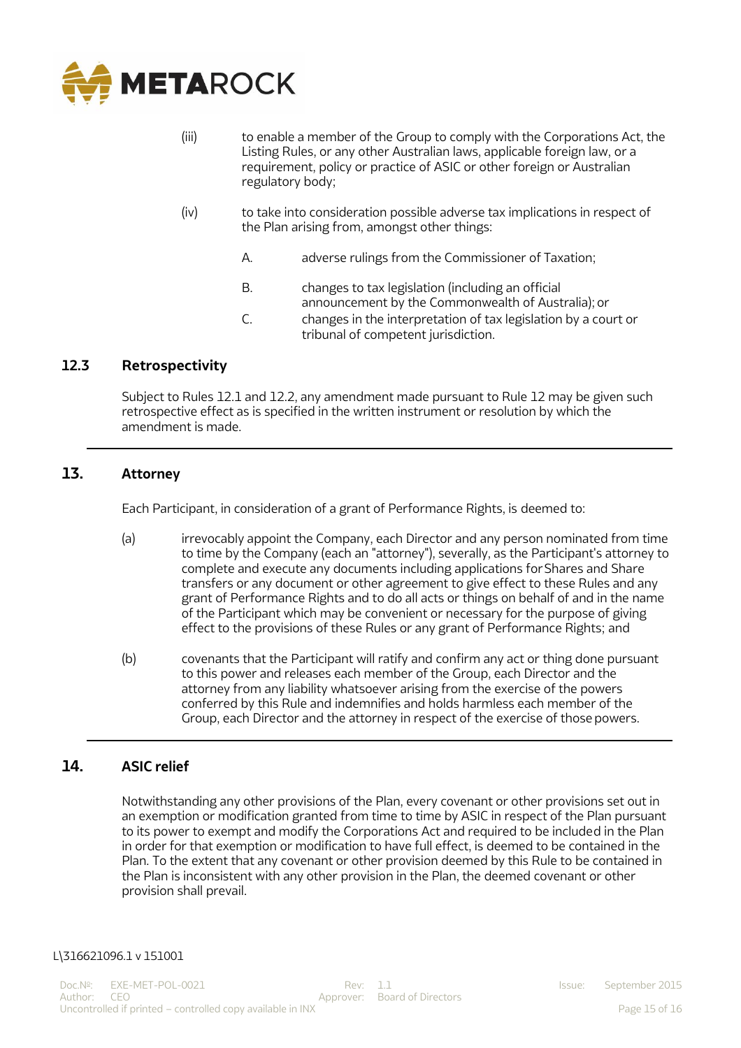(iii) to enable a member of the Group to comply with the Corporations Act, the Listing Rules, or any other Australian laws, applicable foreign law, or a requirement, policy or practice of ASIC or other foreign or Australian regulatory body;

(iv) to take into consideration possible adverse tax implications in respect of the Plan arising from, amongst other things:

A. adverse rulings from the Commissioner of Taxation;

B. changes to tax legislation (including an official announcement by the Commonwealth of Australia); or

C. changes in the interpretation of tax legislation by a court or tribunal of competent jurisdiction.

### 12.3 Retrospectivity

Subject to Rules 12.1 and 12.2, any amendment made pursuant to Rule 12 may be given such retrospective effect as is specified in the written instrument or resolution by which the amendment is made.

## 13. Attorney

Each Participant, in consideration of a grant of Performance Rights, is deemed to:

(a) irrevocably appoint the Company, each Director and any person nominated from time to time by the Company (each an "attorney"), severally, as the Participant's attorney to complete and execute any documents including applications for Shares and Share transfers or any document or other agreement to give effect to these Rules and any grant of Performance Rights and to do all acts or things on behalf of and in the name of the Participant which may be convenient or necessary for the purpose of giving effect to the provisions of these Rules or any grant of Performance Rights; and

(b) covenants that the Participant will ratify and confirm any act or thing done pursuant to this power and releases each member of the Group, each Director and the attorney from any liability whatsoever arising from the exercise of the powers conferred by this Rule and indemnifies and holds harmless each member of the Group, each Director and the attorney in respect of the exercise of those powers.

## 14. ASIC relief

Notwithstanding any other provisions of the Plan, every covenant or other provisions set out in an exemption or modification granted from time to time by ASIC in respect of the Plan pursuant to its power to exempt and modify the Corporations Act and required to be included in the Plan in order for that exemption or modification to have full effect, is deemed to be contained in the Plan. To the extent that any covenant or other provision deemed by this Rule to be contained in the Plan is inconsistent with any other provision in the Plan, the deemed covenant or other provision shall prevail.

L\316621096.1 v 151001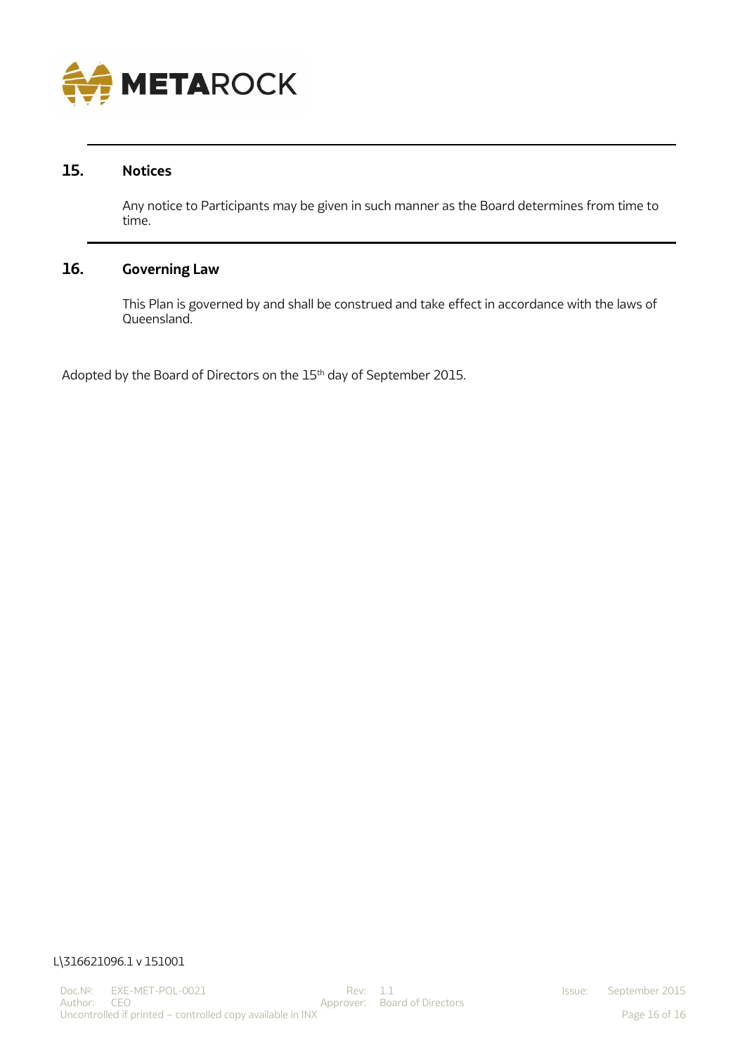## 15. Notices

Any notice to Participants may be given in such manner as the Board determines from time to time.

## 16. Governing Law

This Plan is governed by and shall be construed and take effect in accordance with the laws of Queensland.

Adopted by the Board of Directors on the 15th day of September 2015.

L\316621096.1 v 151001